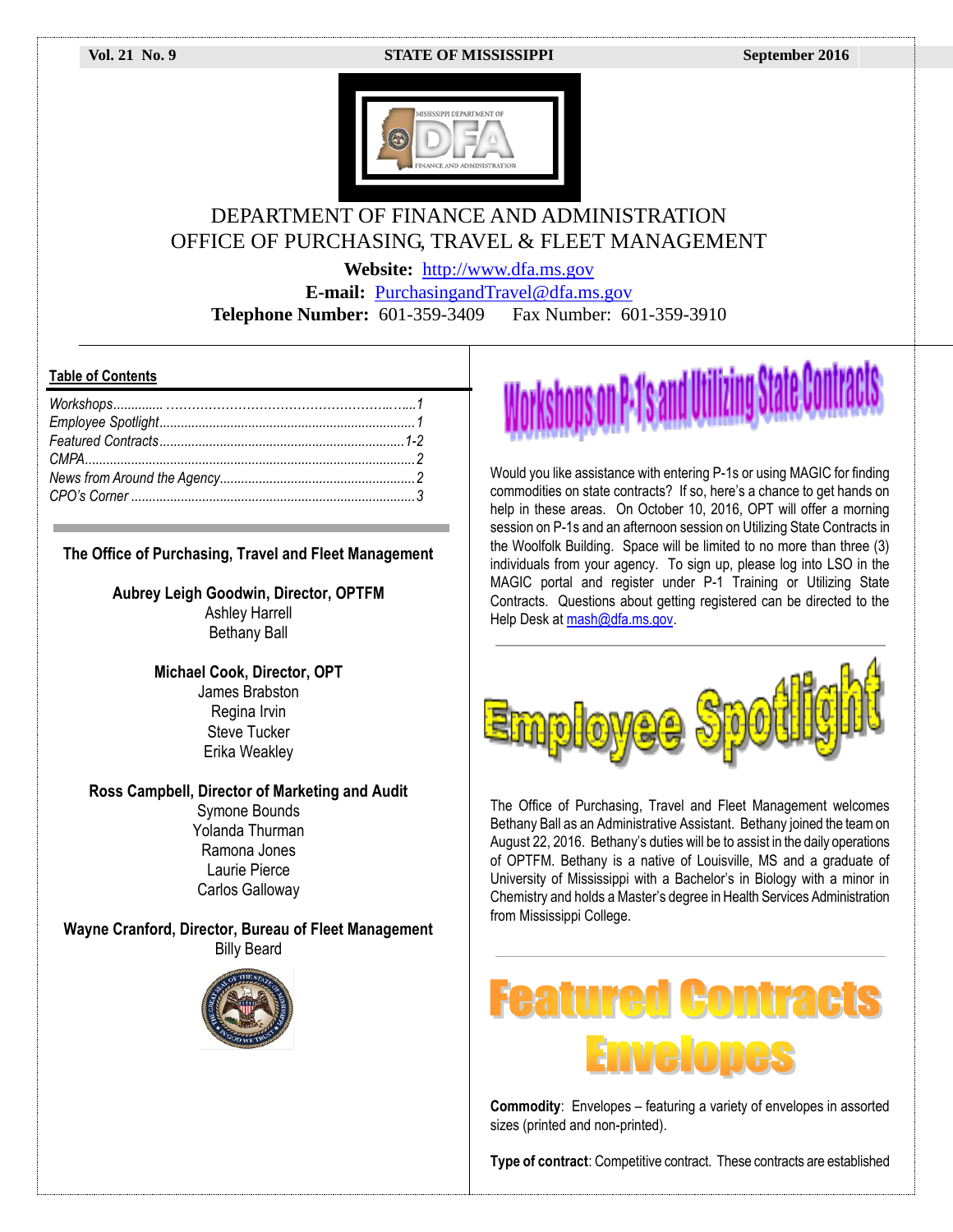Vol. 21 No. 9 — STATE OF MISSISSIPPI — September 2016

# DEPARTMENT OF FINANCE AND ADMINISTRATION
# OFFICE OF PURCHASING, TRAVEL & FLEET MANAGEMENT

**Website:** http://www.dfa.ms.gov
**E-mail:** PurchasingandTravel@dfa.ms.gov
**Telephone Number:** 601-359-3409 Fax Number: 601-359-3910

## Table of Contents

*Workshops*.........................................................1
*Employee Spotlight*.............................................1
*Featured Contracts*............................................1-2
*CMPA*.................................................................2
*News from Around the Agency*...........................2
*CPO's Corner*......................................................3

**The Office of Purchasing, Travel and Fleet Management**

**Aubrey Leigh Goodwin, Director, OPTFM**
Ashley Harrell
Bethany Ball

**Michael Cook, Director, OPT**
James Brabston
Regina Irvin
Steve Tucker
Erika Weakley

**Ross Campbell, Director of Marketing and Audit**
Symone Bounds
Yolanda Thurman
Ramona Jones
Laurie Pierce
Carlos Galloway

**Wayne Cranford, Director, Bureau of Fleet Management**
Billy Beard

## Workshops on P-1's and Utilizing State Contracts

Would you like assistance with entering P-1s or using MAGIC for finding commodities on state contracts? If so, here's a chance to get hands on help in these areas. On October 10, 2016, OPT will offer a morning session on P-1s and an afternoon session on Utilizing State Contracts in the Woolfolk Building. Space will be limited to no more than three (3) individuals from your agency. To sign up, please log into LSO in the MAGIC portal and register under P-1 Training or Utilizing State Contracts. Questions about getting registered can be directed to the Help Desk at mash@dfa.ms.gov.

## Employee Spotlight

The Office of Purchasing, Travel and Fleet Management welcomes Bethany Ball as an Administrative Assistant. Bethany joined the team on August 22, 2016. Bethany's duties will be to assist in the daily operations of OPTFM. Bethany is a native of Louisville, MS and a graduate of University of Mississippi with a Bachelor's in Biology with a minor in Chemistry and holds a Master's degree in Health Services Administration from Mississippi College.

## Featured Contracts

### Envelopes

**Commodity**: Envelopes – featuring a variety of envelopes in assorted sizes (printed and non-printed).

**Type of contract**: Competitive contract. These contracts are established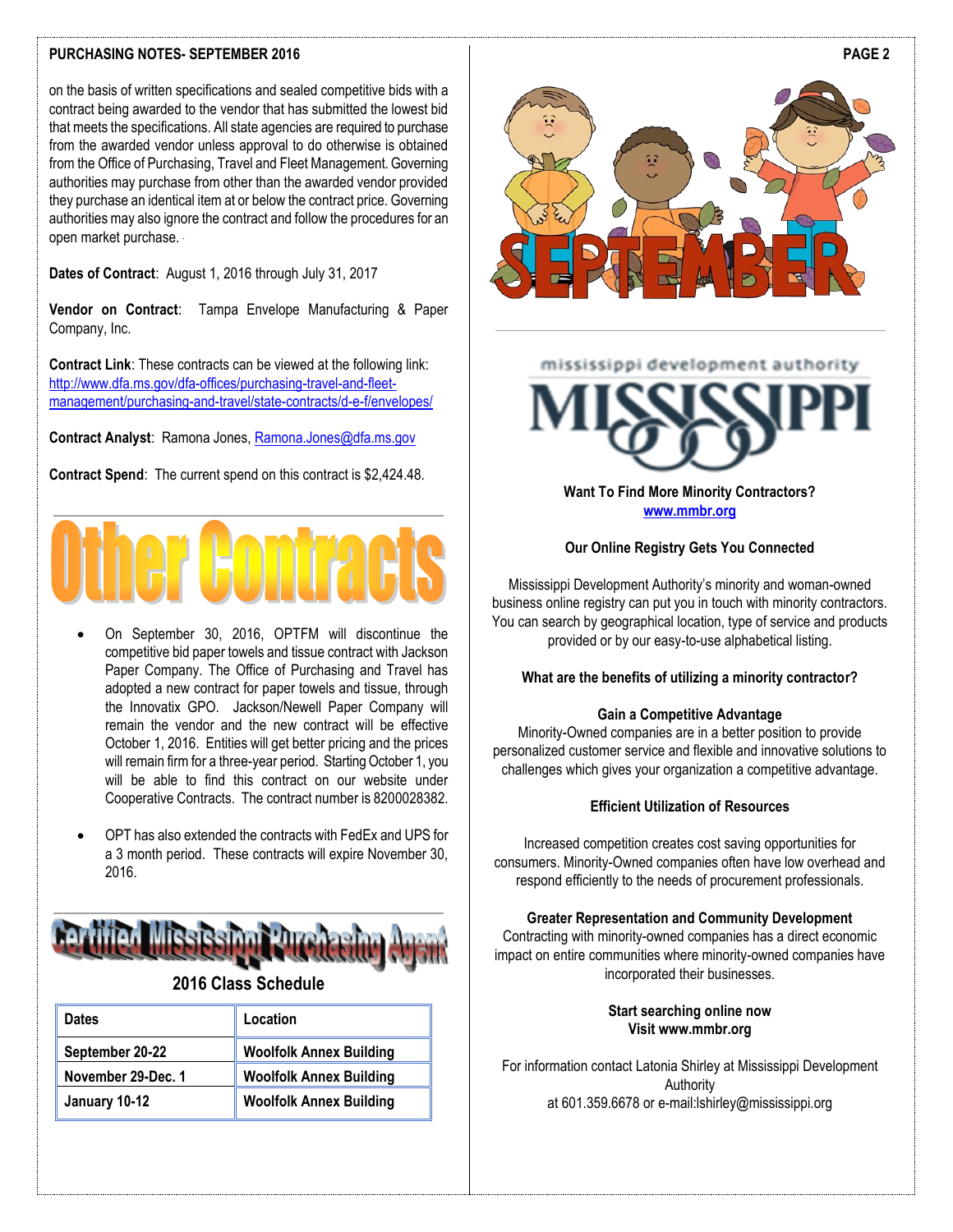on the basis of written specifications and sealed competitive bids with a contract being awarded to the vendor that has submitted the lowest bid that meets the specifications. All state agencies are required to purchase from the awarded vendor unless approval to do otherwise is obtained from the Office of Purchasing, Travel and Fleet Management. Governing authorities may purchase from other than the awarded vendor provided they purchase an identical item at or below the contract price. Governing authorities may also ignore the contract and follow the procedures for an open market purchase.

**Dates of Contract**: August 1, 2016 through July 31, 2017

**Vendor on Contract**: Tampa Envelope Manufacturing & Paper Company, Inc.

**Contract Link**: These contracts can be viewed at the following link: [http://www.dfa.ms.gov/dfa-offices/purchasing-travel-and-fleet-management/purchasing-and-travel/state-contracts/d-e-f/envelopes/](http://www.dfa.ms.gov/dfa-offices/purchasing-travel-and-fleet-management/purchasing-and-travel/state-contracts/d-e-f/envelopes/)

**Contract Analyst**: Ramona Jones, [Ramona.Jones@dfa.ms.gov](mailto:Ramona.Jones@dfa.ms.gov)

**Contract Spend**: The current spend on this contract is $2,424.48.

# Other Contracts

- On September 30, 2016, OPTFM will discontinue the competitive bid paper towels and tissue contract with Jackson Paper Company. The Office of Purchasing and Travel has adopted a new contract for paper towels and tissue, through the Innovatix GPO. Jackson/Newell Paper Company will remain the vendor and the new contract will be effective October 1, 2016. Entities will get better pricing and the prices will remain firm for a three-year period. Starting October 1, you will be able to find this contract on our website under Cooperative Contracts. The contract number is 8200028382.
- OPT has also extended the contracts with FedEx and UPS for a 3 month period. These contracts will expire November 30, 2016.

# Certified Mississippi Purchasing Agent

## 2016 Class Schedule

| Dates | Location |
|---|---|
| September 20-22 | Woolfolk Annex Building |
| November 29-Dec. 1 | Woolfolk Annex Building |
| January 10-12 | Woolfolk Annex Building |

# SEPTEMBER

mississippi development authority

MISSISSIPPI

**Want To Find More Minority Contractors?**
**[www.mmbr.org](http://www.mmbr.org)**

**Our Online Registry Gets You Connected**

Mississippi Development Authority's minority and woman-owned business online registry can put you in touch with minority contractors. You can search by geographical location, type of service and products provided or by our easy-to-use alphabetical listing.

**What are the benefits of utilizing a minority contractor?**

**Gain a Competitive Advantage**
Minority-Owned companies are in a better position to provide personalized customer service and flexible and innovative solutions to challenges which gives your organization a competitive advantage.

**Efficient Utilization of Resources**

Increased competition creates cost saving opportunities for consumers. Minority-Owned companies often have low overhead and respond efficiently to the needs of procurement professionals.

**Greater Representation and Community Development**
Contracting with minority-owned companies has a direct economic impact on entire communities where minority-owned companies have incorporated their businesses.

**Start searching online now**
**Visit www.mmbr.org**

For information contact Latonia Shirley at Mississippi Development Authority at 601.359.6678 or e-mail:lshirley@mississippi.org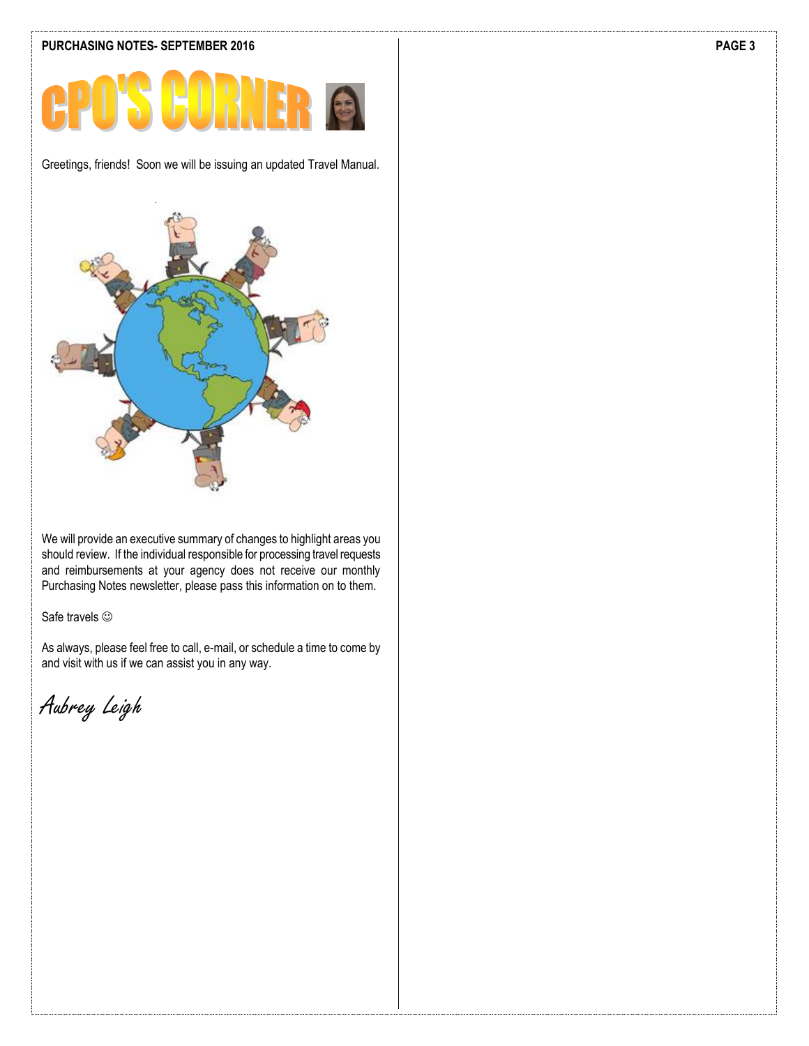# CPO'S CORNER

Greetings, friends! Soon we will be issuing an updated Travel Manual.

We will provide an executive summary of changes to highlight areas you should review. If the individual responsible for processing travel requests and reimbursements at your agency does not receive our monthly Purchasing Notes newsletter, please pass this information on to them.

Safe travels ☺

As always, please feel free to call, e-mail, or schedule a time to come by and visit with us if we can assist you in any way.

*Aubrey Leigh*